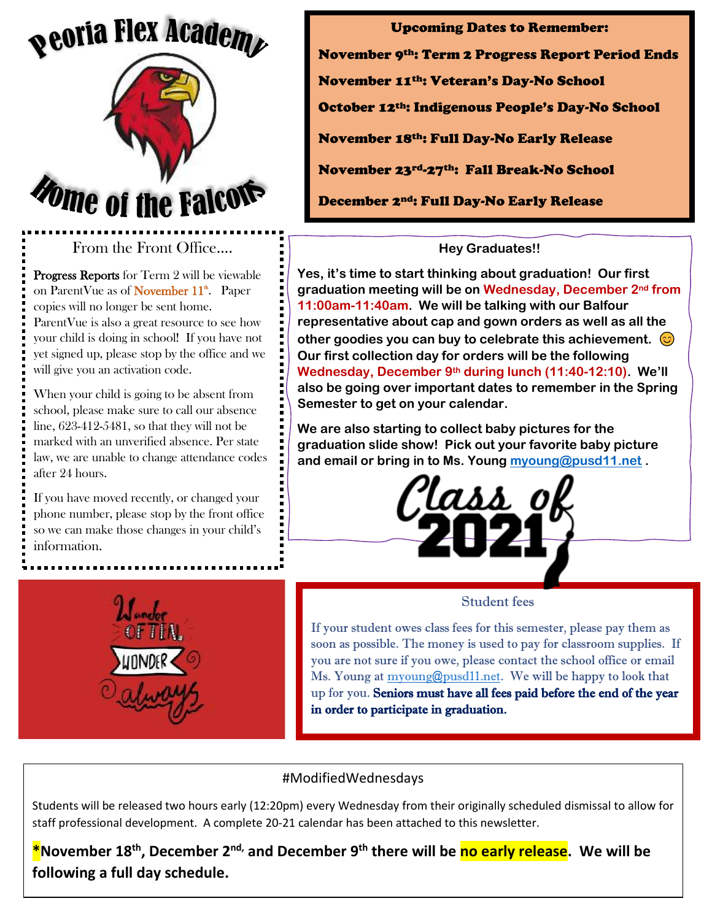# Peoria Flex Academy

## Home of the Falcons

## Upcoming Dates to Remember:

**November 9th: Term 2 Progress Report Period Ends**

**November 11th: Veteran's Day-No School**

**October 12th: Indigenous People's Day-No School**

**November 18th: Full Day-No Early Release**

**November 23rd-27th: Fall Break-No School**

**December 2nd: Full Day-No Early Release**

## From the Front Office....

Progress Reports for Term 2 will be viewable on ParentVue as of November 11th. Paper copies will no longer be sent home. ParentVue is also a great resource to see how your child is doing in school! If you have not yet signed up, please stop by the office and we will give you an activation code.

When your child is going to be absent from school, please make sure to call our absence line, 623-412-5481, so that they will not be marked with an unverified absence. Per state law, we are unable to change attendance codes after 24 hours.

If you have moved recently, or changed your phone number, please stop by the front office so we can make those changes in your child's information.

## Hey Graduates!!

**Yes, it's time to start thinking about graduation! Our first graduation meeting will be on Wednesday, December 2nd from 11:00am-11:40am. We will be talking with our Balfour representative about cap and gown orders as well as all the other goodies you can buy to celebrate this achievement. 😊 Our first collection day for orders will be the following Wednesday, December 9th during lunch (11:40-12:10). We'll also be going over important dates to remember in the Spring Semester to get on your calendar.**

**We are also starting to collect baby pictures for the graduation slide show! Pick out your favorite baby picture and email or bring in to Ms. Young myoung@pusd11.net .**

Class of 2021

Wonder often, wonder always

## Student fees

If your student owes class fees for this semester, please pay them as soon as possible. The money is used to pay for classroom supplies. If you are not sure if you owe, please contact the school office or email Ms. Young at myoung@pusd11.net. We will be happy to look that up for you. **Seniors must have all fees paid before the end of the year in order to participate in graduation.**

## #ModifiedWednesdays

Students will be released two hours early (12:20pm) every Wednesday from their originally scheduled dismissal to allow for staff professional development. A complete 20-21 calendar has been attached to this newsletter.

**\*November 18th, December 2nd, and December 9th there will be no early release. We will be following a full day schedule.**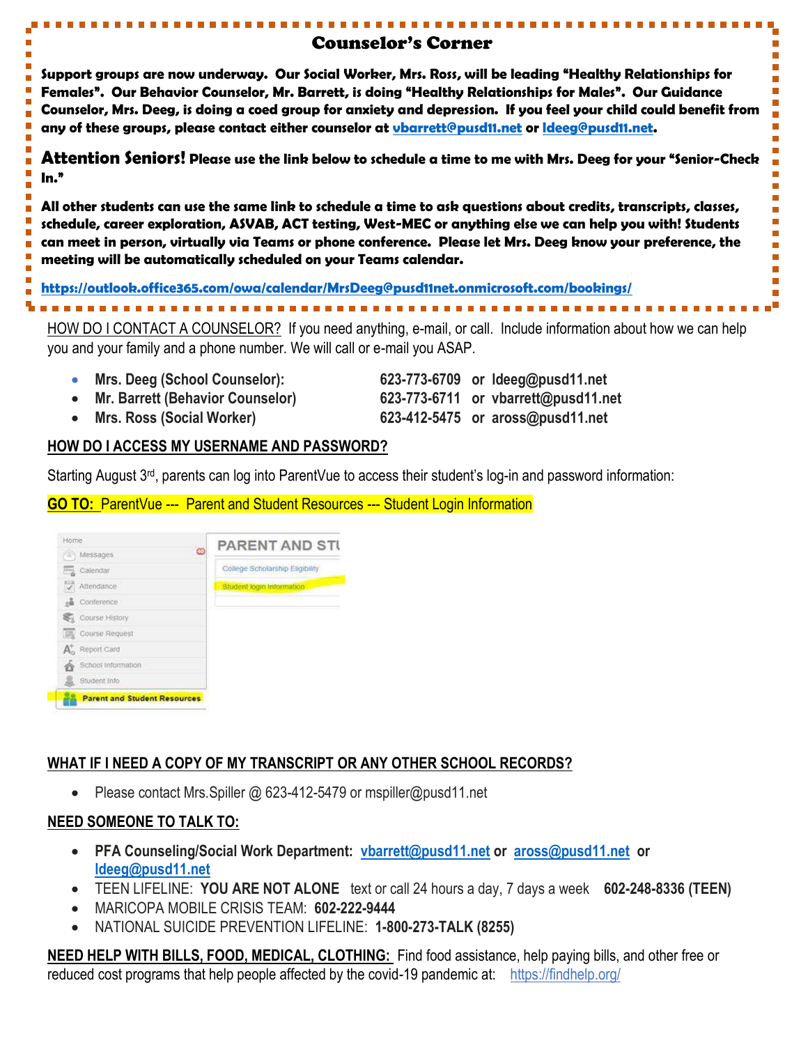## Counselor's Corner

**Support groups are now underway. Our Social Worker, Mrs. Ross, will be leading "Healthy Relationships for Females". Our Behavior Counselor, Mr. Barrett, is doing "Healthy Relationships for Males". Our Guidance Counselor, Mrs. Deeg, is doing a coed group for anxiety and depression. If you feel your child could benefit from any of these groups, please contact either counselor at vbarrett@pusd11.net or ldeeg@pusd11.net.**

**Attention Seniors! Please use the link below to schedule a time to me with Mrs. Deeg for your "Senior-Check In."**

**All other students can use the same link to schedule a time to ask questions about credits, transcripts, classes, schedule, career exploration, ASVAB, ACT testing, West-MEC or anything else we can help you with! Students can meet in person, virtually via Teams or phone conference. Please let Mrs. Deeg know your preference, the meeting will be automatically scheduled on your Teams calendar.**

**https://outlook.office365.com/owa/calendar/MrsDeeg@pusd11net.onmicrosoft.com/bookings/**

HOW DO I CONTACT A COUNSELOR? If you need anything, e-mail, or call. Include information about how we can help you and your family and a phone number. We will call or e-mail you ASAP.

- **Mrs. Deeg (School Counselor): 623-773-6709 or ldeeg@pusd11.net**
- **Mr. Barrett (Behavior Counselor) 623-773-6711 or vbarrett@pusd11.net**
- **Mrs. Ross (Social Worker) 623-412-5475 or aross@pusd11.net**

**HOW DO I ACCESS MY USERNAME AND PASSWORD?**

Starting August 3rd, parents can log into ParentVue to access their student's log-in and password information:

**GO TO:** ParentVue --- Parent and Student Resources --- Student Login Information

**WHAT IF I NEED A COPY OF MY TRANSCRIPT OR ANY OTHER SCHOOL RECORDS?**

- Please contact Mrs.Spiller @ 623-412-5479 or mspiller@pusd11.net

**NEED SOMEONE TO TALK TO:**

- **PFA Counseling/Social Work Department: vbarrett@pusd11.net or aross@pusd11.net or ldeeg@pusd11.net**
- TEEN LIFELINE: **YOU ARE NOT ALONE** text or call 24 hours a day, 7 days a week **602-248-8336 (TEEN)**
- MARICOPA MOBILE CRISIS TEAM: **602-222-9444**
- NATIONAL SUICIDE PREVENTION LIFELINE: **1-800-273-TALK (8255)**

**NEED HELP WITH BILLS, FOOD, MEDICAL, CLOTHING:** Find food assistance, help paying bills, and other free or reduced cost programs that help people affected by the covid-19 pandemic at: https://findhelp.org/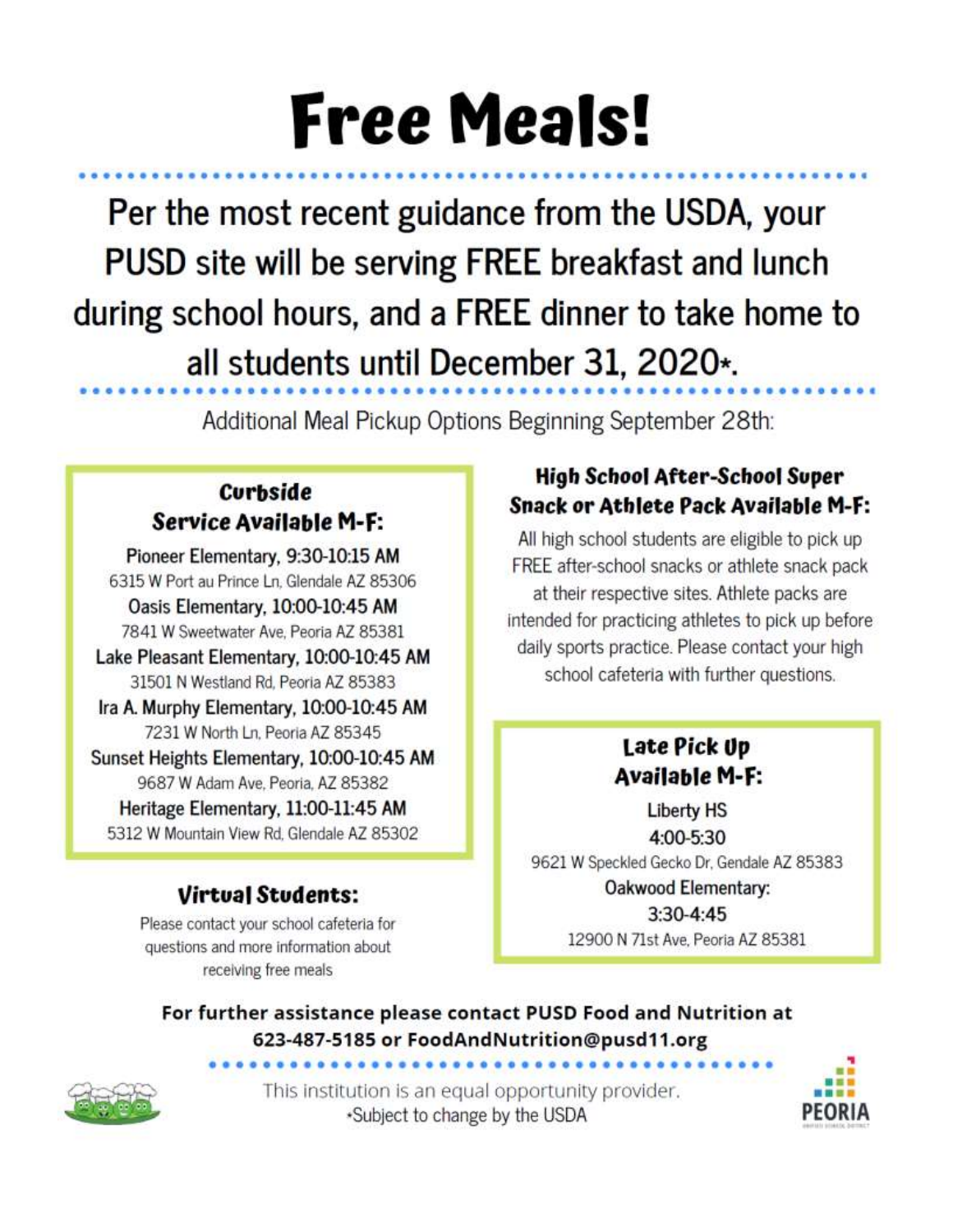# Free Meals!

## Per the most recent guidance from the USDA, your PUSD site will be serving FREE breakfast and lunch during school hours, and a FREE dinner to take home to all students until December 31, 2020*.

Additional Meal Pickup Options Beginning September 28th:

### Curbside Service Available M-F:

**Pioneer Elementary, 9:30-10:15 AM**
6315 W Port au Prince Ln, Glendale AZ 85306

**Oasis Elementary, 10:00-10:45 AM**
7841 W Sweetwater Ave, Peoria AZ 85381

**Lake Pleasant Elementary, 10:00-10:45 AM**
31501 N Westland Rd, Peoria AZ 85383

**Ira A. Murphy Elementary, 10:00-10:45 AM**
7231 W North Ln, Peoria AZ 85345

**Sunset Heights Elementary, 10:00-10:45 AM**
9687 W Adam Ave, Peoria, AZ 85382

**Heritage Elementary, 11:00-11:45 AM**
5312 W Mountain View Rd, Glendale AZ 85302

### Virtual Students:

Please contact your school cafeteria for questions and more information about receiving free meals

### High School After-School Super Snack or Athlete Pack Available M-F:

All high school students are eligible to pick up FREE after-school snacks or athlete snack pack at their respective sites. Athlete packs are intended for practicing athletes to pick up before daily sports practice. Please contact your high school cafeteria with further questions.

### Late Pick Up Available M-F:

**Liberty HS**
4:00-5:30
9621 W Speckled Gecko Dr, Gendale AZ 85383

**Oakwood Elementary:**
3:30-4:45
12900 N 71st Ave, Peoria AZ 85381

**For further assistance please contact PUSD Food and Nutrition at 623-487-5185 or FoodAndNutrition@pusd11.org**

This institution is an equal opportunity provider.
*Subject to change by the USDA

PEORIA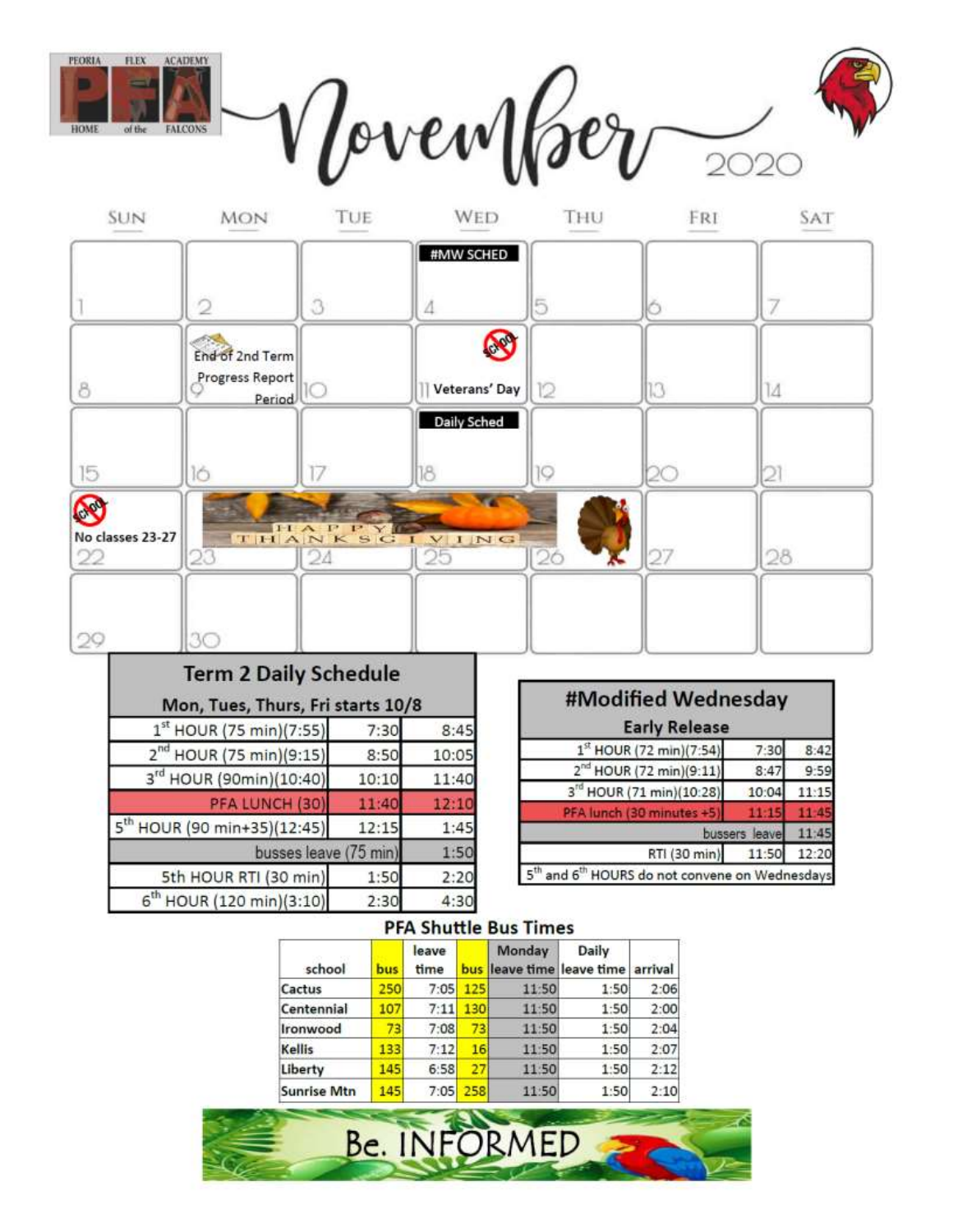PEORIA FLEX ACADEMY — HOME of the FALCONS

# November 2020

| SUN | MON | TUE | WED | THU | FRI | SAT |
|---|---|---|---|---|---|---|
| 1 | 2 | 3 | #MW SCHED 4 | 5 | 6 | 7 |
| 8 | End of 2nd Term Progress Report Period 9 | 10 | 11 Veterans' Day (No School) | 12 | 13 | 14 |
| 15 | 16 | 17 | Daily Sched 18 | 19 | 20 | 21 |
| No School — No classes 23-27 22 | HAPPY THANKSGIVING 23 | 24 | 25 | 26 | 27 | 28 |
| 29 | 30 | | | | | |

## Term 2 Daily Schedule

| Mon, Tues, Thurs, Fri starts 10/8 | | |
|---|---|---|
| 1st HOUR (75 min)(7:55) | 7:30 | 8:45 |
| 2nd HOUR (75 min)(9:15) | 8:50 | 10:05 |
| 3rd HOUR (90min)(10:40) | 10:10 | 11:40 |
| PFA LUNCH (30) | 11:40 | 12:10 |
| 5th HOUR (90 min+35)(12:45) | 12:15 | 1:45 |
| busses leave (75 min) | | 1:50 |
| 5th HOUR RTI (30 min) | 1:50 | 2:20 |
| 6th HOUR (120 min)(3:10) | 2:30 | 4:30 |

## #Modified Wednesday

| Early Release | | |
|---|---|---|
| 1st HOUR (72 min)(7:54) | 7:30 | 8:42 |
| 2nd HOUR (72 min)(9:11) | 8:47 | 9:59 |
| 3rd HOUR (71 min)(10:28) | 10:04 | 11:15 |
| PFA lunch (30 minutes +5) | 11:15 | 11:45 |
| bussers leave | | 11:45 |
| RTI (30 min) | 11:50 | 12:20 |
| 5th and 6th HOURS do not convene on Wednesdays | | |

## PFA Shuttle Bus Times

| school | bus | leave time | bus | Monday leave time | Daily leave time | arrival |
|---|---|---|---|---|---|---|
| Cactus | 250 | 7:05 | 125 | 11:50 | 1:50 | 2:06 |
| Centennial | 107 | 7:11 | 130 | 11:50 | 1:50 | 2:00 |
| Ironwood | 73 | 7:08 | 73 | 11:50 | 1:50 | 2:04 |
| Kellis | 133 | 7:12 | 16 | 11:50 | 1:50 | 2:07 |
| Liberty | 145 | 6:58 | 27 | 11:50 | 1:50 | 2:12 |
| Sunrise Mtn | 145 | 7:05 | 258 | 11:50 | 1:50 | 2:10 |

Be. INFORMED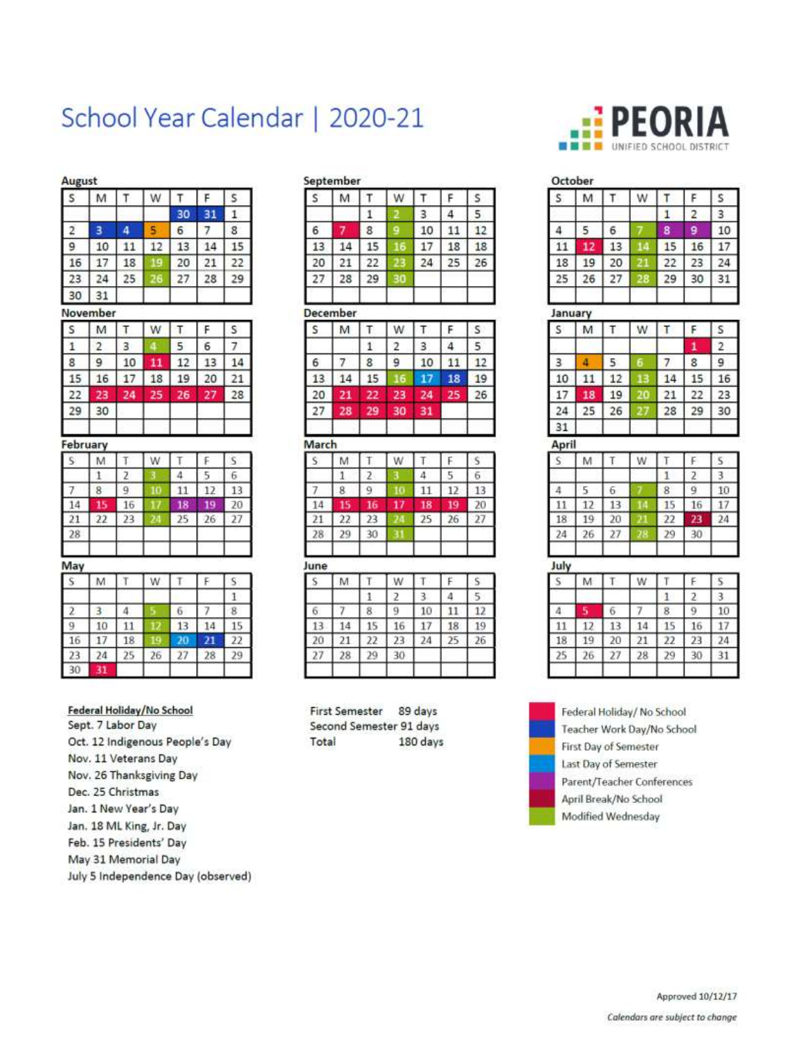# School Year Calendar | 2020-21

PEORIA UNIFIED SCHOOL DISTRICT

**August**

| S | M | T | W | T | F | S |
|---|---|---|---|---|---|---|
| | | | | 30 | 31 | 1 |
| 2 | 3 | 4 | 5 | 6 | 7 | 8 |
| 9 | 10 | 11 | 12 | 13 | 14 | 15 |
| 16 | 17 | 18 | 19 | 20 | 21 | 22 |
| 23 | 24 | 25 | 26 | 27 | 28 | 29 |
| 30 | 31 | | | | | |

**September**

| S | M | T | W | T | F | S |
|---|---|---|---|---|---|---|
| | | 1 | 2 | 3 | 4 | 5 |
| 6 | 7 | 8 | 9 | 10 | 11 | 12 |
| 13 | 14 | 15 | 16 | 17 | 18 | 18 |
| 20 | 21 | 22 | 23 | 24 | 25 | 26 |
| 27 | 28 | 29 | 30 | | | |

**October**

| S | M | T | W | T | F | S |
|---|---|---|---|---|---|---|
| | | | | 1 | 2 | 3 |
| 4 | 5 | 6 | 7 | 8 | 9 | 10 |
| 11 | 12 | 13 | 14 | 15 | 16 | 17 |
| 18 | 19 | 20 | 21 | 22 | 23 | 24 |
| 25 | 26 | 27 | 28 | 29 | 30 | 31 |

**November**

| S | M | T | W | T | F | S |
|---|---|---|---|---|---|---|
| 1 | 2 | 3 | 4 | 5 | 6 | 7 |
| 8 | 9 | 10 | 11 | 12 | 13 | 14 |
| 15 | 16 | 17 | 18 | 19 | 20 | 21 |
| 22 | 23 | 24 | 25 | 26 | 27 | 28 |
| 29 | 30 | | | | | |

**December**

| S | M | T | W | T | F | S |
|---|---|---|---|---|---|---|
| | | 1 | 2 | 3 | 4 | 5 |
| 6 | 7 | 8 | 9 | 10 | 11 | 12 |
| 13 | 14 | 15 | 16 | 17 | 18 | 19 |
| 20 | 21 | 22 | 23 | 24 | 25 | 26 |
| 27 | 28 | 29 | 30 | 31 | | |

**January**

| S | M | T | W | T | F | S |
|---|---|---|---|---|---|---|
| | | | | | 1 | 2 |
| 3 | 4 | 5 | 6 | 7 | 8 | 9 |
| 10 | 11 | 12 | 13 | 14 | 15 | 16 |
| 17 | 18 | 19 | 20 | 21 | 22 | 23 |
| 24 | 25 | 26 | 27 | 28 | 29 | 30 |
| 31 | | | | | | |

**February**

| S | M | T | W | T | F | S |
|---|---|---|---|---|---|---|
| | 1 | 2 | 3 | 4 | 5 | 6 |
| 7 | 8 | 9 | 10 | 11 | 12 | 13 |
| 14 | 15 | 16 | 17 | 18 | 19 | 20 |
| 21 | 22 | 23 | 24 | 25 | 26 | 27 |
| 28 | | | | | | |

**March**

| S | M | T | W | T | F | S |
|---|---|---|---|---|---|---|
| | 1 | 2 | 3 | 4 | 5 | 6 |
| 7 | 8 | 9 | 10 | 11 | 12 | 13 |
| 14 | 15 | 16 | 17 | 18 | 19 | 20 |
| 21 | 22 | 23 | 24 | 25 | 26 | 27 |
| 28 | 29 | 30 | 31 | | | |

**April**

| S | M | T | W | T | F | S |
|---|---|---|---|---|---|---|
| | | | | 1 | 2 | 3 |
| 4 | 5 | 6 | 7 | 8 | 9 | 10 |
| 11 | 12 | 13 | 14 | 15 | 16 | 17 |
| 18 | 19 | 20 | 21 | 22 | 23 | 24 |
| 24 | 26 | 27 | 28 | 29 | 30 | |

**May**

| S | M | T | W | T | F | S |
|---|---|---|---|---|---|---|
| | | | | | | 1 |
| 2 | 3 | 4 | 5 | 6 | 7 | 8 |
| 9 | 10 | 11 | 12 | 13 | 14 | 15 |
| 16 | 17 | 18 | 19 | 20 | 21 | 22 |
| 23 | 24 | 25 | 26 | 27 | 28 | 29 |
| 30 | 31 | | | | | |

**June**

| S | M | T | W | T | F | S |
|---|---|---|---|---|---|---|
| | | 1 | 2 | 3 | 4 | 5 |
| 6 | 7 | 8 | 9 | 10 | 11 | 12 |
| 13 | 14 | 15 | 16 | 17 | 18 | 19 |
| 20 | 21 | 22 | 23 | 24 | 25 | 26 |
| 27 | 28 | 29 | 30 | | | |

**July**

| S | M | T | W | T | F | S |
|---|---|---|---|---|---|---|
| | | | | 1 | 2 | 3 |
| 4 | 5 | 6 | 7 | 8 | 9 | 10 |
| 11 | 12 | 13 | 14 | 15 | 16 | 17 |
| 18 | 19 | 20 | 21 | 22 | 23 | 24 |
| 25 | 26 | 27 | 28 | 29 | 30 | 31 |

**Federal Holiday/No School**

- Sept. 7 Labor Day
- Oct. 12 Indigenous People's Day
- Nov. 11 Veterans Day
- Nov. 26 Thanksgiving Day
- Dec. 25 Christmas
- Jan. 1 New Year's Day
- Jan. 18 ML King, Jr. Day
- Feb. 15 Presidents' Day
- May 31 Memorial Day
- July 5 Independence Day (observed)

| | |
|---|---|
| First Semester | 89 days |
| Second Semester | 91 days |
| Total | 180 days |

- Federal Holiday/ No School
- Teacher Work Day/No School
- First Day of Semester
- Last Day of Semester
- Parent/Teacher Conferences
- April Break/No School
- Modified Wednesday

Approved 10/12/17

*Calendars are subject to change*